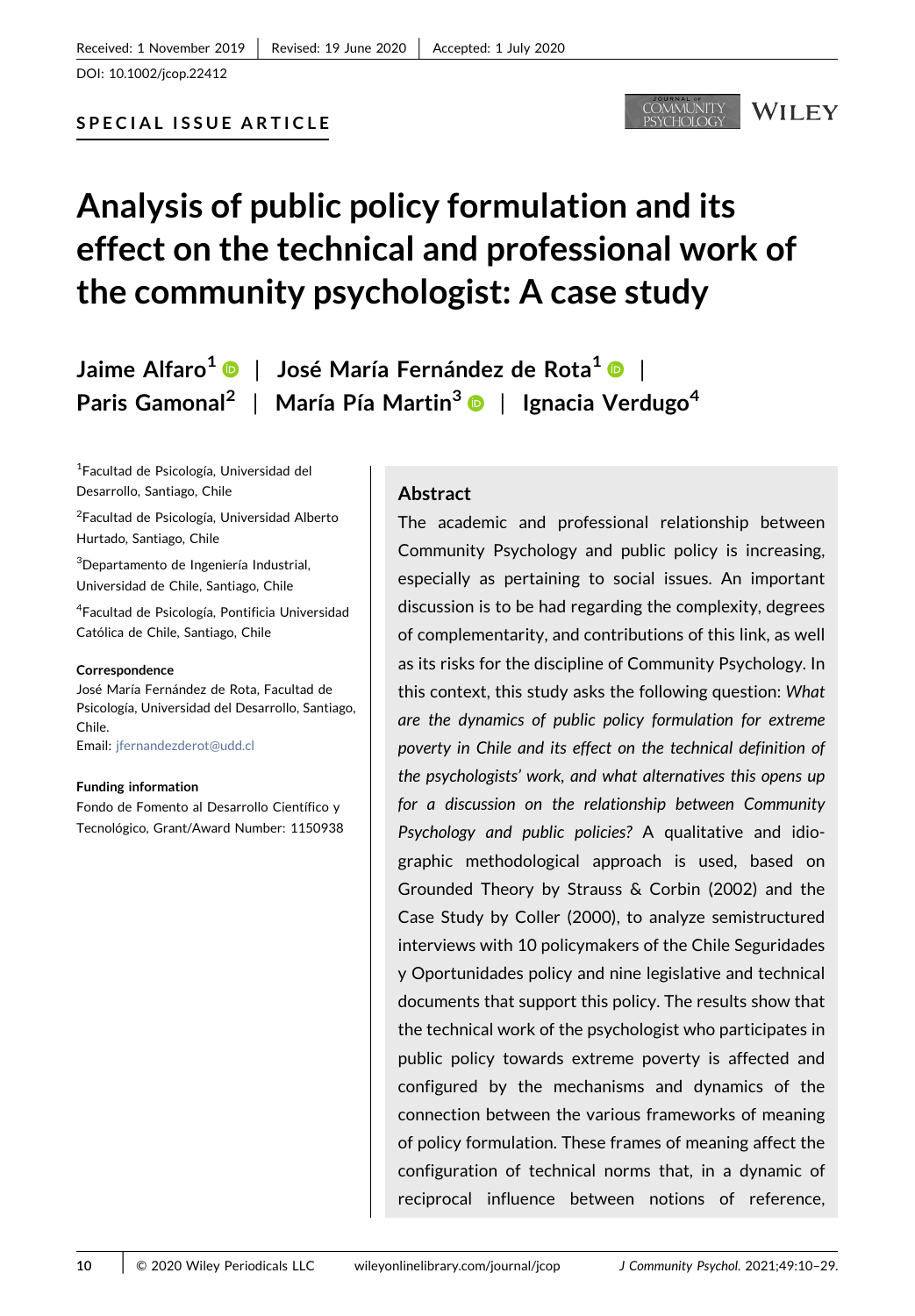Received: 1 November 2019 | Revised: 19 June 2020 | Accepted: 1 July 2020

DOI: 10.1002/jcop.22412

**SPECIAL ISSUE ARTICLE**

# Analysis of public policy formulation and its effect on the technical and professional work of the community psychologist: A case study

**Jaime Alfaro**[1] | **José María Fernández de Rota**[1] | **Paris Gamonal**[2] | **María Pía Martin**[3] | **Ignacia Verdugo**[4]

[1]Facultad de Psicología, Universidad del Desarrollo, Santiago, Chile

[2]Facultad de Psicología, Universidad Alberto Hurtado, Santiago, Chile

[3]Departamento de Ingeniería Industrial, Universidad de Chile, Santiago, Chile

[4]Facultad de Psicología, Pontificia Universidad Católica de Chile, Santiago, Chile

**Correspondence**
José María Fernández de Rota, Facultad de Psicología, Universidad del Desarrollo, Santiago, Chile.
Email: jfernandezderot@udd.cl

**Funding information**
Fondo de Fomento al Desarrollo Científico y Tecnológico, Grant/Award Number: 1150938

## Abstract

The academic and professional relationship between Community Psychology and public policy is increasing, especially as pertaining to social issues. An important discussion is to be had regarding the complexity, degrees of complementarity, and contributions of this link, as well as its risks for the discipline of Community Psychology. In this context, this study asks the following question: *What are the dynamics of public policy formulation for extreme poverty in Chile and its effect on the technical definition of the psychologists' work, and what alternatives this opens up for a discussion on the relationship between Community Psychology and public policies?* A qualitative and idiographic methodological approach is used, based on Grounded Theory by Strauss & Corbin (2002) and the Case Study by Coller (2000), to analyze semistructured interviews with 10 policymakers of the Chile Seguridades y Oportunidades policy and nine legislative and technical documents that support this policy. The results show that the technical work of the psychologist who participates in public policy towards extreme poverty is affected and configured by the mechanisms and dynamics of the connection between the various frameworks of meaning of policy formulation. These frames of meaning affect the configuration of technical norms that, in a dynamic of reciprocal influence between notions of reference,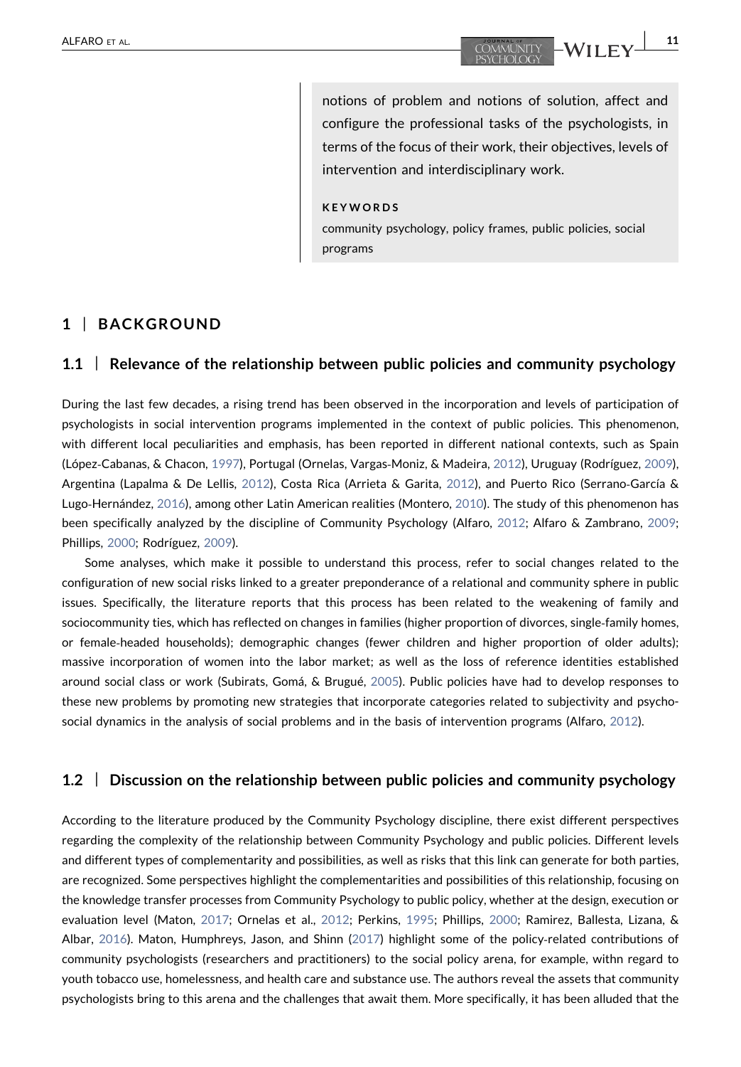notions of problem and notions of solution, affect and configure the professional tasks of the psychologists, in terms of the focus of their work, their objectives, levels of intervention and interdisciplinary work.

**KEYWORDS**

community psychology, policy frames, public policies, social programs

## 1 | BACKGROUND

### 1.1 | Relevance of the relationship between public policies and community psychology

During the last few decades, a rising trend has been observed in the incorporation and levels of participation of psychologists in social intervention programs implemented in the context of public policies. This phenomenon, with different local peculiarities and emphasis, has been reported in different national contexts, such as Spain (López-Cabanas, & Chacon, 1997), Portugal (Ornelas, Vargas-Moniz, & Madeira, 2012), Uruguay (Rodríguez, 2009), Argentina (Lapalma & De Lellis, 2012), Costa Rica (Arrieta & Garita, 2012), and Puerto Rico (Serrano-García & Lugo-Hernández, 2016), among other Latin American realities (Montero, 2010). The study of this phenomenon has been specifically analyzed by the discipline of Community Psychology (Alfaro, 2012; Alfaro & Zambrano, 2009; Phillips, 2000; Rodríguez, 2009).

Some analyses, which make it possible to understand this process, refer to social changes related to the configuration of new social risks linked to a greater preponderance of a relational and community sphere in public issues. Specifically, the literature reports that this process has been related to the weakening of family and sociocommunity ties, which has reflected on changes in families (higher proportion of divorces, single-family homes, or female-headed households); demographic changes (fewer children and higher proportion of older adults); massive incorporation of women into the labor market; as well as the loss of reference identities established around social class or work (Subirats, Gomá, & Brugué, 2005). Public policies have had to develop responses to these new problems by promoting new strategies that incorporate categories related to subjectivity and psycho-social dynamics in the analysis of social problems and in the basis of intervention programs (Alfaro, 2012).

### 1.2 | Discussion on the relationship between public policies and community psychology

According to the literature produced by the Community Psychology discipline, there exist different perspectives regarding the complexity of the relationship between Community Psychology and public policies. Different levels and different types of complementarity and possibilities, as well as risks that this link can generate for both parties, are recognized. Some perspectives highlight the complementarities and possibilities of this relationship, focusing on the knowledge transfer processes from Community Psychology to public policy, whether at the design, execution or evaluation level (Maton, 2017; Ornelas et al., 2012; Perkins, 1995; Phillips, 2000; Ramirez, Ballesta, Lizana, & Albar, 2016). Maton, Humphreys, Jason, and Shinn (2017) highlight some of the policy-related contributions of community psychologists (researchers and practitioners) to the social policy arena, for example, withn regard to youth tobacco use, homelessness, and health care and substance use. The authors reveal the assets that community psychologists bring to this arena and the challenges that await them. More specifically, it has been alluded that the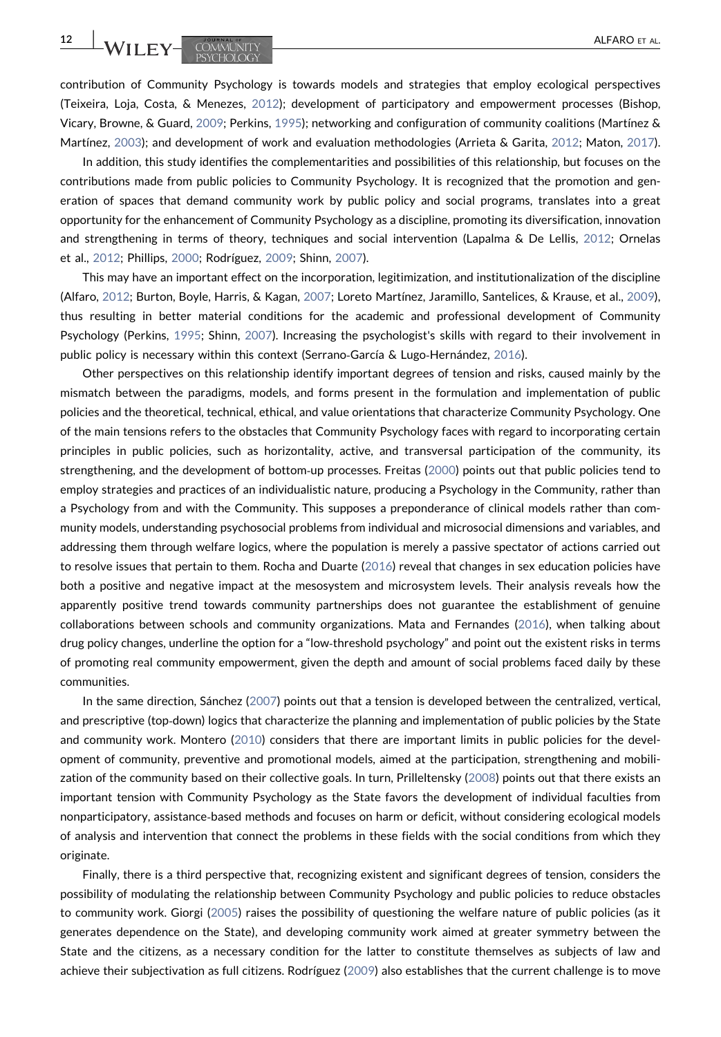contribution of Community Psychology is towards models and strategies that employ ecological perspectives (Teixeira, Loja, Costa, & Menezes, 2012); development of participatory and empowerment processes (Bishop, Vicary, Browne, & Guard, 2009; Perkins, 1995); networking and configuration of community coalitions (Martínez & Martínez, 2003); and development of work and evaluation methodologies (Arrieta & Garita, 2012; Maton, 2017).

In addition, this study identifies the complementarities and possibilities of this relationship, but focuses on the contributions made from public policies to Community Psychology. It is recognized that the promotion and generation of spaces that demand community work by public policy and social programs, translates into a great opportunity for the enhancement of Community Psychology as a discipline, promoting its diversification, innovation and strengthening in terms of theory, techniques and social intervention (Lapalma & De Lellis, 2012; Ornelas et al., 2012; Phillips, 2000; Rodríguez, 2009; Shinn, 2007).

This may have an important effect on the incorporation, legitimization, and institutionalization of the discipline (Alfaro, 2012; Burton, Boyle, Harris, & Kagan, 2007; Loreto Martínez, Jaramillo, Santelices, & Krause, et al., 2009), thus resulting in better material conditions for the academic and professional development of Community Psychology (Perkins, 1995; Shinn, 2007). Increasing the psychologist's skills with regard to their involvement in public policy is necessary within this context (Serrano-García & Lugo-Hernández, 2016).

Other perspectives on this relationship identify important degrees of tension and risks, caused mainly by the mismatch between the paradigms, models, and forms present in the formulation and implementation of public policies and the theoretical, technical, ethical, and value orientations that characterize Community Psychology. One of the main tensions refers to the obstacles that Community Psychology faces with regard to incorporating certain principles in public policies, such as horizontality, active, and transversal participation of the community, its strengthening, and the development of bottom-up processes. Freitas (2000) points out that public policies tend to employ strategies and practices of an individualistic nature, producing a Psychology in the Community, rather than a Psychology from and with the Community. This supposes a preponderance of clinical models rather than community models, understanding psychosocial problems from individual and microsocial dimensions and variables, and addressing them through welfare logics, where the population is merely a passive spectator of actions carried out to resolve issues that pertain to them. Rocha and Duarte (2016) reveal that changes in sex education policies have both a positive and negative impact at the mesosystem and microsystem levels. Their analysis reveals how the apparently positive trend towards community partnerships does not guarantee the establishment of genuine collaborations between schools and community organizations. Mata and Fernandes (2016), when talking about drug policy changes, underline the option for a "low-threshold psychology" and point out the existent risks in terms of promoting real community empowerment, given the depth and amount of social problems faced daily by these communities.

In the same direction, Sánchez (2007) points out that a tension is developed between the centralized, vertical, and prescriptive (top-down) logics that characterize the planning and implementation of public policies by the State and community work. Montero (2010) considers that there are important limits in public policies for the development of community, preventive and promotional models, aimed at the participation, strengthening and mobilization of the community based on their collective goals. In turn, Prilleltensky (2008) points out that there exists an important tension with Community Psychology as the State favors the development of individual faculties from nonparticipatory, assistance-based methods and focuses on harm or deficit, without considering ecological models of analysis and intervention that connect the problems in these fields with the social conditions from which they originate.

Finally, there is a third perspective that, recognizing existent and significant degrees of tension, considers the possibility of modulating the relationship between Community Psychology and public policies to reduce obstacles to community work. Giorgi (2005) raises the possibility of questioning the welfare nature of public policies (as it generates dependence on the State), and developing community work aimed at greater symmetry between the State and the citizens, as a necessary condition for the latter to constitute themselves as subjects of law and achieve their subjectivation as full citizens. Rodríguez (2009) also establishes that the current challenge is to move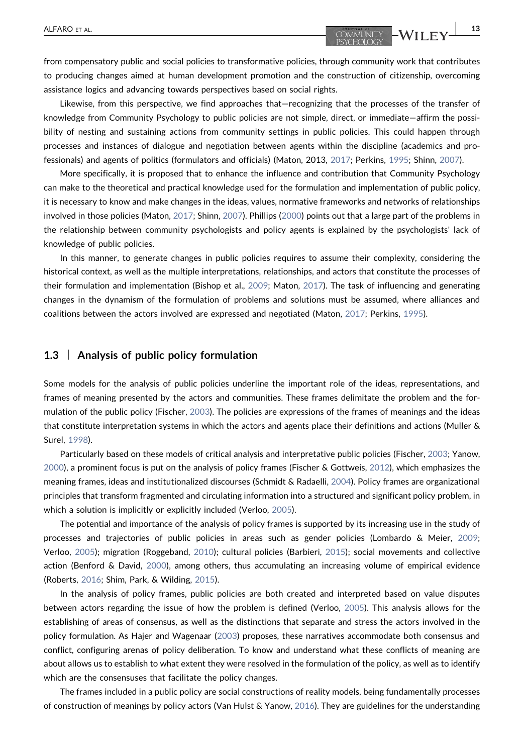from compensatory public and social policies to transformative policies, through community work that contributes to producing changes aimed at human development promotion and the construction of citizenship, overcoming assistance logics and advancing towards perspectives based on social rights.

Likewise, from this perspective, we find approaches that—recognizing that the processes of the transfer of knowledge from Community Psychology to public policies are not simple, direct, or immediate—affirm the possibility of nesting and sustaining actions from community settings in public policies. This could happen through processes and instances of dialogue and negotiation between agents within the discipline (academics and professionals) and agents of politics (formulators and officials) (Maton, 2013, 2017; Perkins, 1995; Shinn, 2007).

More specifically, it is proposed that to enhance the influence and contribution that Community Psychology can make to the theoretical and practical knowledge used for the formulation and implementation of public policy, it is necessary to know and make changes in the ideas, values, normative frameworks and networks of relationships involved in those policies (Maton, 2017; Shinn, 2007). Phillips (2000) points out that a large part of the problems in the relationship between community psychologists and policy agents is explained by the psychologists' lack of knowledge of public policies.

In this manner, to generate changes in public policies requires to assume their complexity, considering the historical context, as well as the multiple interpretations, relationships, and actors that constitute the processes of their formulation and implementation (Bishop et al., 2009; Maton, 2017). The task of influencing and generating changes in the dynamism of the formulation of problems and solutions must be assumed, where alliances and coalitions between the actors involved are expressed and negotiated (Maton, 2017; Perkins, 1995).

### 1.3 | Analysis of public policy formulation

Some models for the analysis of public policies underline the important role of the ideas, representations, and frames of meaning presented by the actors and communities. These frames delimitate the problem and the formulation of the public policy (Fischer, 2003). The policies are expressions of the frames of meanings and the ideas that constitute interpretation systems in which the actors and agents place their definitions and actions (Muller & Surel, 1998).

Particularly based on these models of critical analysis and interpretative public policies (Fischer, 2003; Yanow, 2000), a prominent focus is put on the analysis of policy frames (Fischer & Gottweis, 2012), which emphasizes the meaning frames, ideas and institutionalized discourses (Schmidt & Radaelli, 2004). Policy frames are organizational principles that transform fragmented and circulating information into a structured and significant policy problem, in which a solution is implicitly or explicitly included (Verloo, 2005).

The potential and importance of the analysis of policy frames is supported by its increasing use in the study of processes and trajectories of public policies in areas such as gender policies (Lombardo & Meier, 2009; Verloo, 2005); migration (Roggeband, 2010); cultural policies (Barbieri, 2015); social movements and collective action (Benford & David, 2000), among others, thus accumulating an increasing volume of empirical evidence (Roberts, 2016; Shim, Park, & Wilding, 2015).

In the analysis of policy frames, public policies are both created and interpreted based on value disputes between actors regarding the issue of how the problem is defined (Verloo, 2005). This analysis allows for the establishing of areas of consensus, as well as the distinctions that separate and stress the actors involved in the policy formulation. As Hajer and Wagenaar (2003) proposes, these narratives accommodate both consensus and conflict, configuring arenas of policy deliberation. To know and understand what these conflicts of meaning are about allows us to establish to what extent they were resolved in the formulation of the policy, as well as to identify which are the consensuses that facilitate the policy changes.

The frames included in a public policy are social constructions of reality models, being fundamentally processes of construction of meanings by policy actors (Van Hulst & Yanow, 2016). They are guidelines for the understanding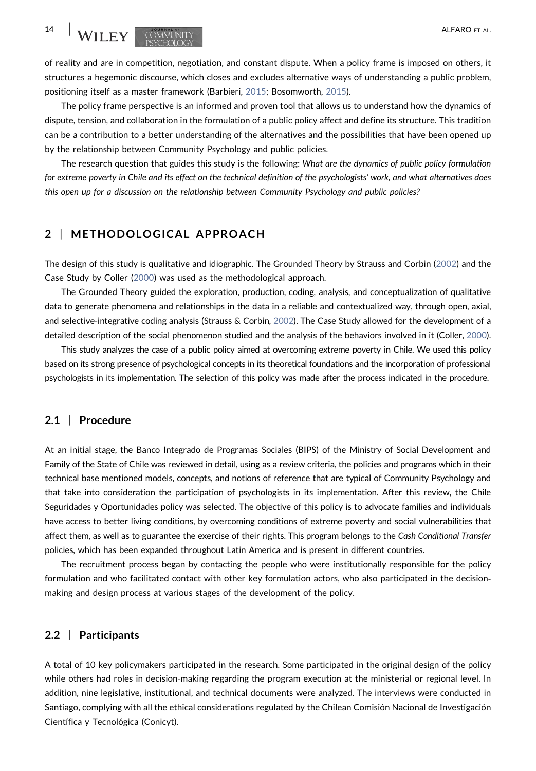of reality and are in competition, negotiation, and constant dispute. When a policy frame is imposed on others, it structures a hegemonic discourse, which closes and excludes alternative ways of understanding a public problem, positioning itself as a master framework (Barbieri, 2015; Bosomworth, 2015).

The policy frame perspective is an informed and proven tool that allows us to understand how the dynamics of dispute, tension, and collaboration in the formulation of a public policy affect and define its structure. This tradition can be a contribution to a better understanding of the alternatives and the possibilities that have been opened up by the relationship between Community Psychology and public policies.

The research question that guides this study is the following: *What are the dynamics of public policy formulation for extreme poverty in Chile and its effect on the technical definition of the psychologists' work, and what alternatives does this open up for a discussion on the relationship between Community Psychology and public policies?*

## 2 | METHODOLOGICAL APPROACH

The design of this study is qualitative and idiographic. The Grounded Theory by Strauss and Corbin (2002) and the Case Study by Coller (2000) was used as the methodological approach.

The Grounded Theory guided the exploration, production, coding, analysis, and conceptualization of qualitative data to generate phenomena and relationships in the data in a reliable and contextualized way, through open, axial, and selective-integrative coding analysis (Strauss & Corbin, 2002). The Case Study allowed for the development of a detailed description of the social phenomenon studied and the analysis of the behaviors involved in it (Coller, 2000).

This study analyzes the case of a public policy aimed at overcoming extreme poverty in Chile. We used this policy based on its strong presence of psychological concepts in its theoretical foundations and the incorporation of professional psychologists in its implementation. The selection of this policy was made after the process indicated in the procedure.

### 2.1 | Procedure

At an initial stage, the Banco Integrado de Programas Sociales (BIPS) of the Ministry of Social Development and Family of the State of Chile was reviewed in detail, using as a review criteria, the policies and programs which in their technical base mentioned models, concepts, and notions of reference that are typical of Community Psychology and that take into consideration the participation of psychologists in its implementation. After this review, the Chile Seguridades y Oportunidades policy was selected. The objective of this policy is to advocate families and individuals have access to better living conditions, by overcoming conditions of extreme poverty and social vulnerabilities that affect them, as well as to guarantee the exercise of their rights. This program belongs to the *Cash Conditional Transfer* policies, which has been expanded throughout Latin America and is present in different countries.

The recruitment process began by contacting the people who were institutionally responsible for the policy formulation and who facilitated contact with other key formulation actors, who also participated in the decision-making and design process at various stages of the development of the policy.

### 2.2 | Participants

A total of 10 key policymakers participated in the research. Some participated in the original design of the policy while others had roles in decision-making regarding the program execution at the ministerial or regional level. In addition, nine legislative, institutional, and technical documents were analyzed. The interviews were conducted in Santiago, complying with all the ethical considerations regulated by the Chilean Comisión Nacional de Investigación Científica y Tecnológica (Conicyt).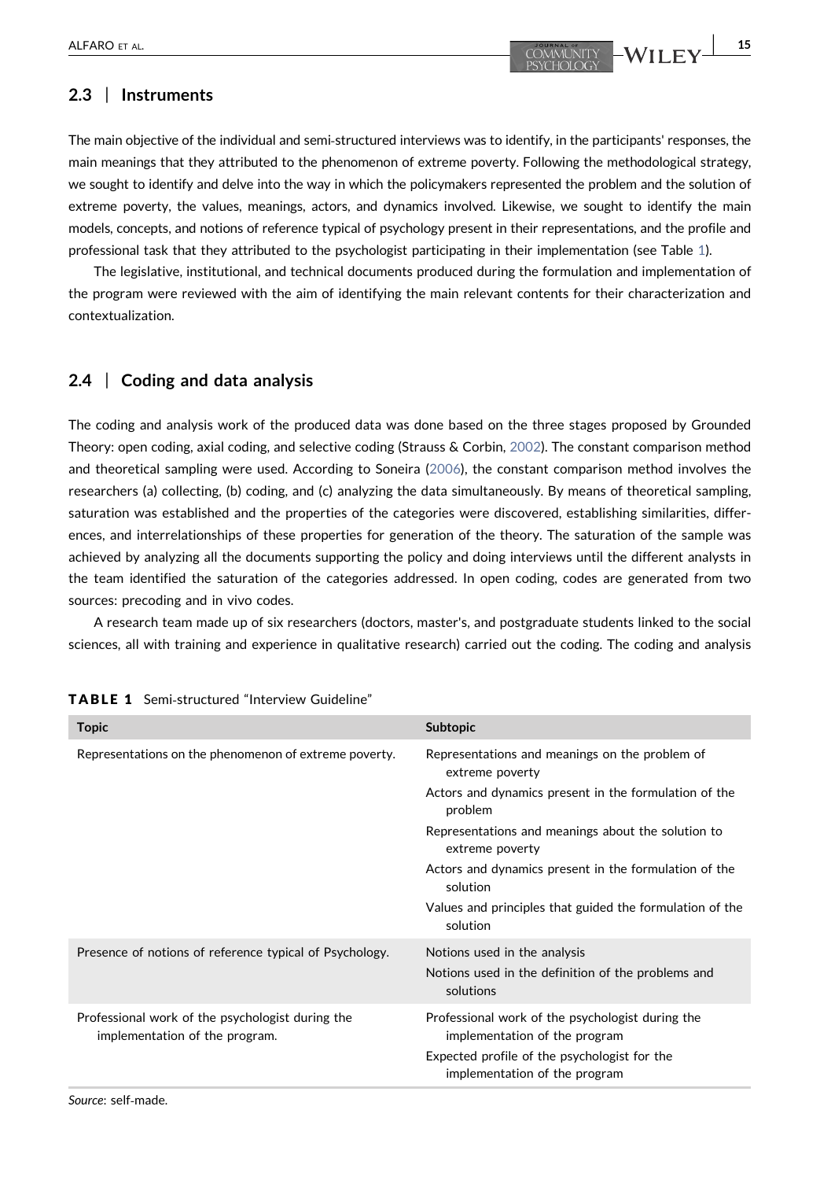## 2.3 | Instruments

The main objective of the individual and semi-structured interviews was to identify, in the participants' responses, the main meanings that they attributed to the phenomenon of extreme poverty. Following the methodological strategy, we sought to identify and delve into the way in which the policymakers represented the problem and the solution of extreme poverty, the values, meanings, actors, and dynamics involved. Likewise, we sought to identify the main models, concepts, and notions of reference typical of psychology present in their representations, and the profile and professional task that they attributed to the psychologist participating in their implementation (see Table 1).

The legislative, institutional, and technical documents produced during the formulation and implementation of the program were reviewed with the aim of identifying the main relevant contents for their characterization and contextualization.

## 2.4 | Coding and data analysis

The coding and analysis work of the produced data was done based on the three stages proposed by Grounded Theory: open coding, axial coding, and selective coding (Strauss & Corbin, 2002). The constant comparison method and theoretical sampling were used. According to Soneira (2006), the constant comparison method involves the researchers (a) collecting, (b) coding, and (c) analyzing the data simultaneously. By means of theoretical sampling, saturation was established and the properties of the categories were discovered, establishing similarities, differences, and interrelationships of these properties for generation of the theory. The saturation of the sample was achieved by analyzing all the documents supporting the policy and doing interviews until the different analysts in the team identified the saturation of the categories addressed. In open coding, codes are generated from two sources: precoding and in vivo codes.

A research team made up of six researchers (doctors, master's, and postgraduate students linked to the social sciences, all with training and experience in qualitative research) carried out the coding. The coding and analysis

**TABLE 1** Semi-structured "Interview Guideline"

| Topic | Subtopic |
|---|---|
| Representations on the phenomenon of extreme poverty. | Representations and meanings on the problem of extreme poverty |
| | Actors and dynamics present in the formulation of the problem |
| | Representations and meanings about the solution to extreme poverty |
| | Actors and dynamics present in the formulation of the solution |
| | Values and principles that guided the formulation of the solution |
| Presence of notions of reference typical of Psychology. | Notions used in the analysis |
| | Notions used in the definition of the problems and solutions |
| Professional work of the psychologist during the implementation of the program. | Professional work of the psychologist during the implementation of the program |
| | Expected profile of the psychologist for the implementation of the program |

*Source*: self-made.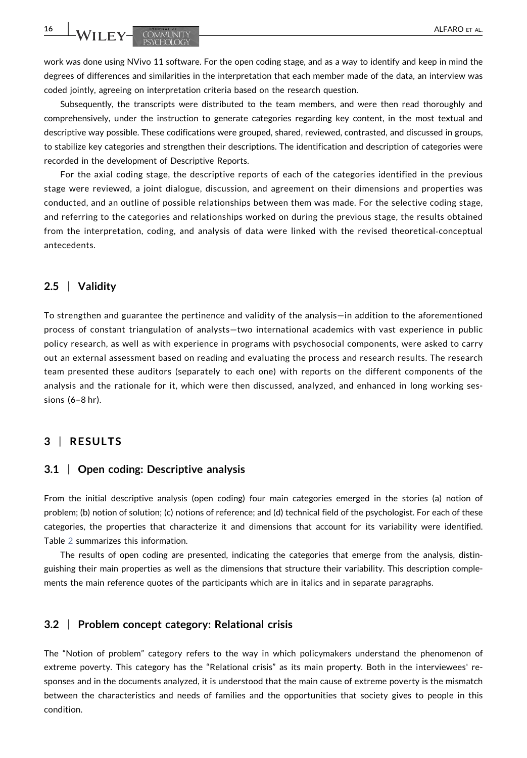work was done using NVivo 11 software. For the open coding stage, and as a way to identify and keep in mind the degrees of differences and similarities in the interpretation that each member made of the data, an interview was coded jointly, agreeing on interpretation criteria based on the research question.

Subsequently, the transcripts were distributed to the team members, and were then read thoroughly and comprehensively, under the instruction to generate categories regarding key content, in the most textual and descriptive way possible. These codifications were grouped, shared, reviewed, contrasted, and discussed in groups, to stabilize key categories and strengthen their descriptions. The identification and description of categories were recorded in the development of Descriptive Reports.

For the axial coding stage, the descriptive reports of each of the categories identified in the previous stage were reviewed, a joint dialogue, discussion, and agreement on their dimensions and properties was conducted, and an outline of possible relationships between them was made. For the selective coding stage, and referring to the categories and relationships worked on during the previous stage, the results obtained from the interpretation, coding, and analysis of data were linked with the revised theoretical-conceptual antecedents.

### 2.5 | Validity

To strengthen and guarantee the pertinence and validity of the analysis—in addition to the aforementioned process of constant triangulation of analysts—two international academics with vast experience in public policy research, as well as with experience in programs with psychosocial components, were asked to carry out an external assessment based on reading and evaluating the process and research results. The research team presented these auditors (separately to each one) with reports on the different components of the analysis and the rationale for it, which were then discussed, analyzed, and enhanced in long working sessions (6–8 hr).

## 3 | RESULTS

### 3.1 | Open coding: Descriptive analysis

From the initial descriptive analysis (open coding) four main categories emerged in the stories (a) notion of problem; (b) notion of solution; (c) notions of reference; and (d) technical field of the psychologist. For each of these categories, the properties that characterize it and dimensions that account for its variability were identified. Table 2 summarizes this information.

The results of open coding are presented, indicating the categories that emerge from the analysis, distinguishing their main properties as well as the dimensions that structure their variability. This description complements the main reference quotes of the participants which are in italics and in separate paragraphs.

### 3.2 | Problem concept category: Relational crisis

The "Notion of problem" category refers to the way in which policymakers understand the phenomenon of extreme poverty. This category has the "Relational crisis" as its main property. Both in the interviewees' responses and in the documents analyzed, it is understood that the main cause of extreme poverty is the mismatch between the characteristics and needs of families and the opportunities that society gives to people in this condition.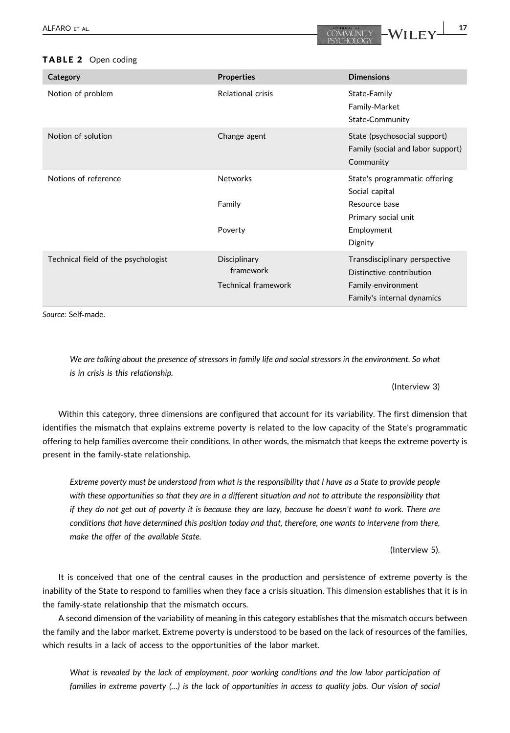**TABLE 2** Open coding

| Category | Properties | Dimensions |
|---|---|---|
| Notion of problem | Relational crisis | State-Family<br>Family-Market<br>State-Community |
| Notion of solution | Change agent | State (psychosocial support)<br>Family (social and labor support)<br>Community |
| Notions of reference | Networks | State's programmatic offering<br>Social capital |
| | Family | Resource base<br>Primary social unit |
| | Poverty | Employment<br>Dignity |
| Technical field of the psychologist | Disciplinary framework | Transdisciplinary perspective<br>Distinctive contribution |
| | Technical framework | Family-environment<br>Family's internal dynamics |

*Source*: Self-made.

> *We are talking about the presence of stressors in family life and social stressors in the environment. So what is in crisis is this relationship.*
>
> (Interview 3)

Within this category, three dimensions are configured that account for its variability. The first dimension that identifies the mismatch that explains extreme poverty is related to the low capacity of the State's programmatic offering to help families overcome their conditions. In other words, the mismatch that keeps the extreme poverty is present in the family-state relationship.

> *Extreme poverty must be understood from what is the responsibility that I have as a State to provide people with these opportunities so that they are in a different situation and not to attribute the responsibility that if they do not get out of poverty it is because they are lazy, because he doesn't want to work. There are conditions that have determined this position today and that, therefore, one wants to intervene from there, make the offer of the available State.*
>
> (Interview 5).

It is conceived that one of the central causes in the production and persistence of extreme poverty is the inability of the State to respond to families when they face a crisis situation. This dimension establishes that it is in the family-state relationship that the mismatch occurs.

A second dimension of the variability of meaning in this category establishes that the mismatch occurs between the family and the labor market. Extreme poverty is understood to be based on the lack of resources of the families, which results in a lack of access to the opportunities of the labor market.

> *What is revealed by the lack of employment, poor working conditions and the low labor participation of families in extreme poverty (…) is the lack of opportunities in access to quality jobs. Our vision of social*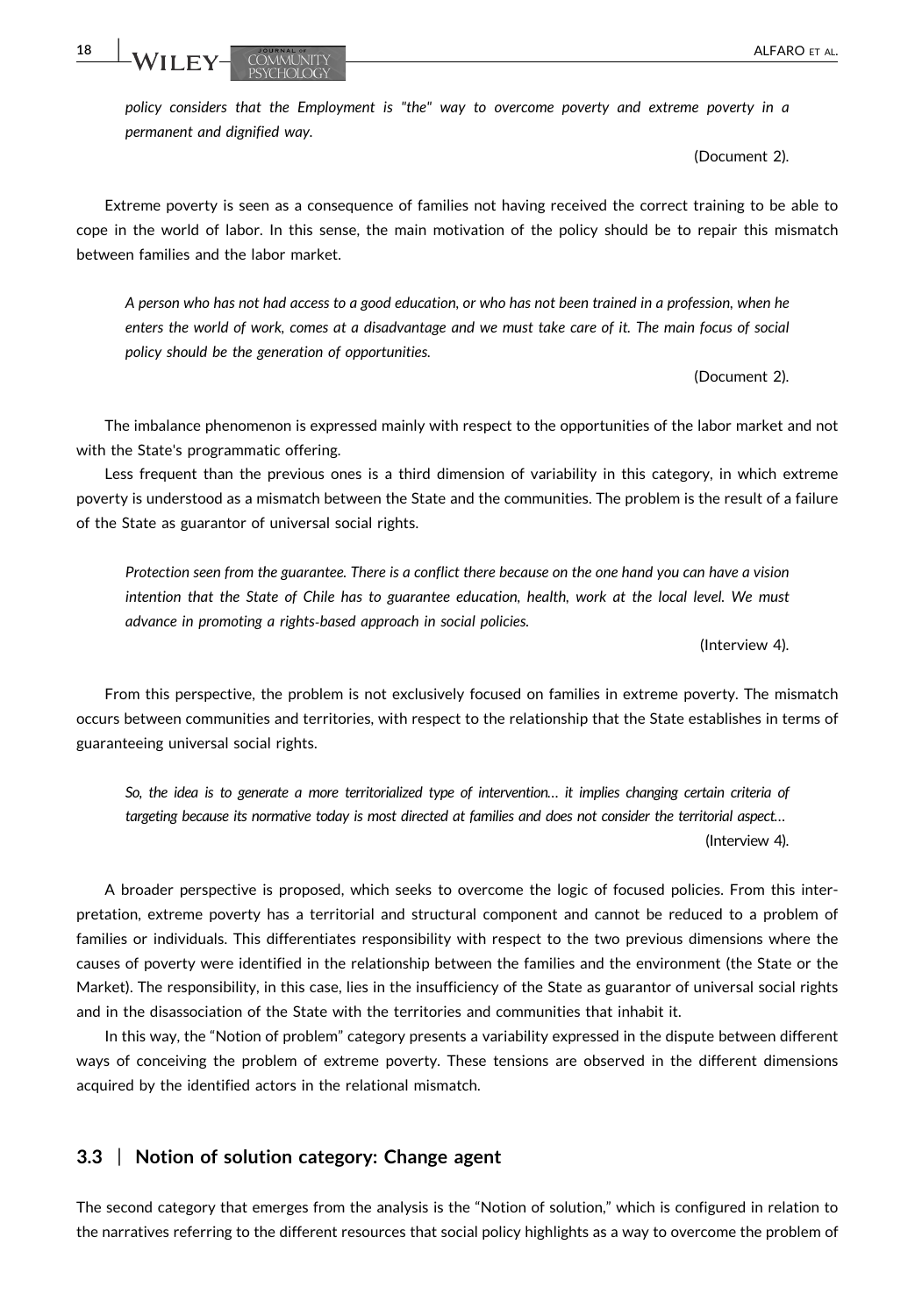*policy considers that the Employment is "the" way to overcome poverty and extreme poverty in a permanent and dignified way.*

(Document 2).

Extreme poverty is seen as a consequence of families not having received the correct training to be able to cope in the world of labor. In this sense, the main motivation of the policy should be to repair this mismatch between families and the labor market.

*A person who has not had access to a good education, or who has not been trained in a profession, when he enters the world of work, comes at a disadvantage and we must take care of it. The main focus of social policy should be the generation of opportunities.*

(Document 2).

The imbalance phenomenon is expressed mainly with respect to the opportunities of the labor market and not with the State's programmatic offering.

Less frequent than the previous ones is a third dimension of variability in this category, in which extreme poverty is understood as a mismatch between the State and the communities. The problem is the result of a failure of the State as guarantor of universal social rights.

*Protection seen from the guarantee. There is a conflict there because on the one hand you can have a vision intention that the State of Chile has to guarantee education, health, work at the local level. We must advance in promoting a rights-based approach in social policies.*

(Interview 4).

From this perspective, the problem is not exclusively focused on families in extreme poverty. The mismatch occurs between communities and territories, with respect to the relationship that the State establishes in terms of guaranteeing universal social rights.

*So, the idea is to generate a more territorialized type of intervention… it implies changing certain criteria of targeting because its normative today is most directed at families and does not consider the territorial aspect…*

(Interview 4).

A broader perspective is proposed, which seeks to overcome the logic of focused policies. From this interpretation, extreme poverty has a territorial and structural component and cannot be reduced to a problem of families or individuals. This differentiates responsibility with respect to the two previous dimensions where the causes of poverty were identified in the relationship between the families and the environment (the State or the Market). The responsibility, in this case, lies in the insufficiency of the State as guarantor of universal social rights and in the disassociation of the State with the territories and communities that inhabit it.

In this way, the "Notion of problem" category presents a variability expressed in the dispute between different ways of conceiving the problem of extreme poverty. These tensions are observed in the different dimensions acquired by the identified actors in the relational mismatch.

### 3.3 | Notion of solution category: Change agent

The second category that emerges from the analysis is the "Notion of solution," which is configured in relation to the narratives referring to the different resources that social policy highlights as a way to overcome the problem of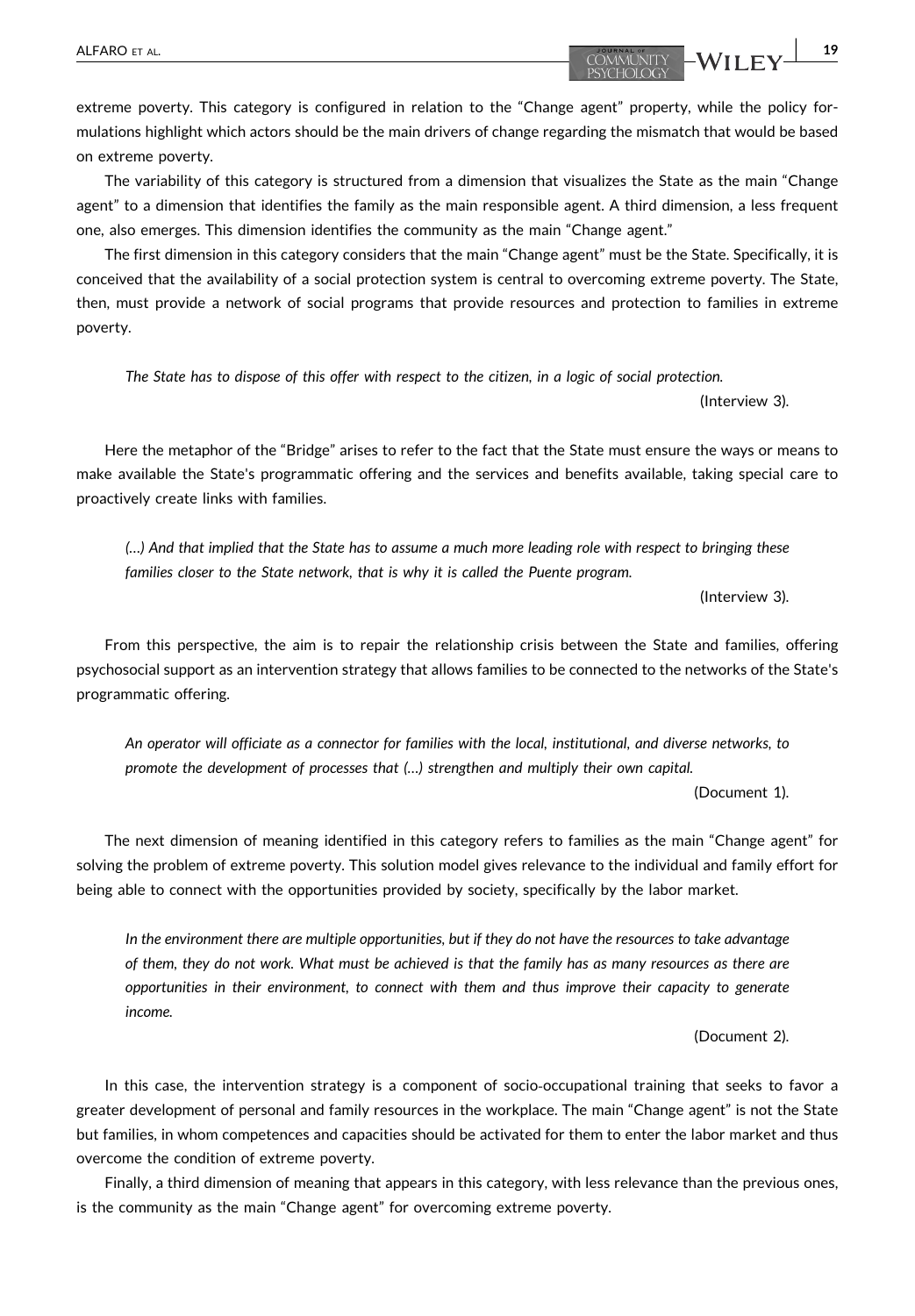extreme poverty. This category is configured in relation to the "Change agent" property, while the policy formulations highlight which actors should be the main drivers of change regarding the mismatch that would be based on extreme poverty.

The variability of this category is structured from a dimension that visualizes the State as the main "Change agent" to a dimension that identifies the family as the main responsible agent. A third dimension, a less frequent one, also emerges. This dimension identifies the community as the main "Change agent."

The first dimension in this category considers that the main "Change agent" must be the State. Specifically, it is conceived that the availability of a social protection system is central to overcoming extreme poverty. The State, then, must provide a network of social programs that provide resources and protection to families in extreme poverty.

> *The State has to dispose of this offer with respect to the citizen, in a logic of social protection.*
>
> (Interview 3).

Here the metaphor of the "Bridge" arises to refer to the fact that the State must ensure the ways or means to make available the State's programmatic offering and the services and benefits available, taking special care to proactively create links with families.

> *(…) And that implied that the State has to assume a much more leading role with respect to bringing these families closer to the State network, that is why it is called the Puente program.*
>
> (Interview 3).

From this perspective, the aim is to repair the relationship crisis between the State and families, offering psychosocial support as an intervention strategy that allows families to be connected to the networks of the State's programmatic offering.

> *An operator will officiate as a connector for families with the local, institutional, and diverse networks, to promote the development of processes that (…) strengthen and multiply their own capital.*
>
> (Document 1).

The next dimension of meaning identified in this category refers to families as the main "Change agent" for solving the problem of extreme poverty. This solution model gives relevance to the individual and family effort for being able to connect with the opportunities provided by society, specifically by the labor market.

> *In the environment there are multiple opportunities, but if they do not have the resources to take advantage of them, they do not work. What must be achieved is that the family has as many resources as there are opportunities in their environment, to connect with them and thus improve their capacity to generate income.*
>
> (Document 2).

In this case, the intervention strategy is a component of socio-occupational training that seeks to favor a greater development of personal and family resources in the workplace. The main "Change agent" is not the State but families, in whom competences and capacities should be activated for them to enter the labor market and thus overcome the condition of extreme poverty.

Finally, a third dimension of meaning that appears in this category, with less relevance than the previous ones, is the community as the main "Change agent" for overcoming extreme poverty.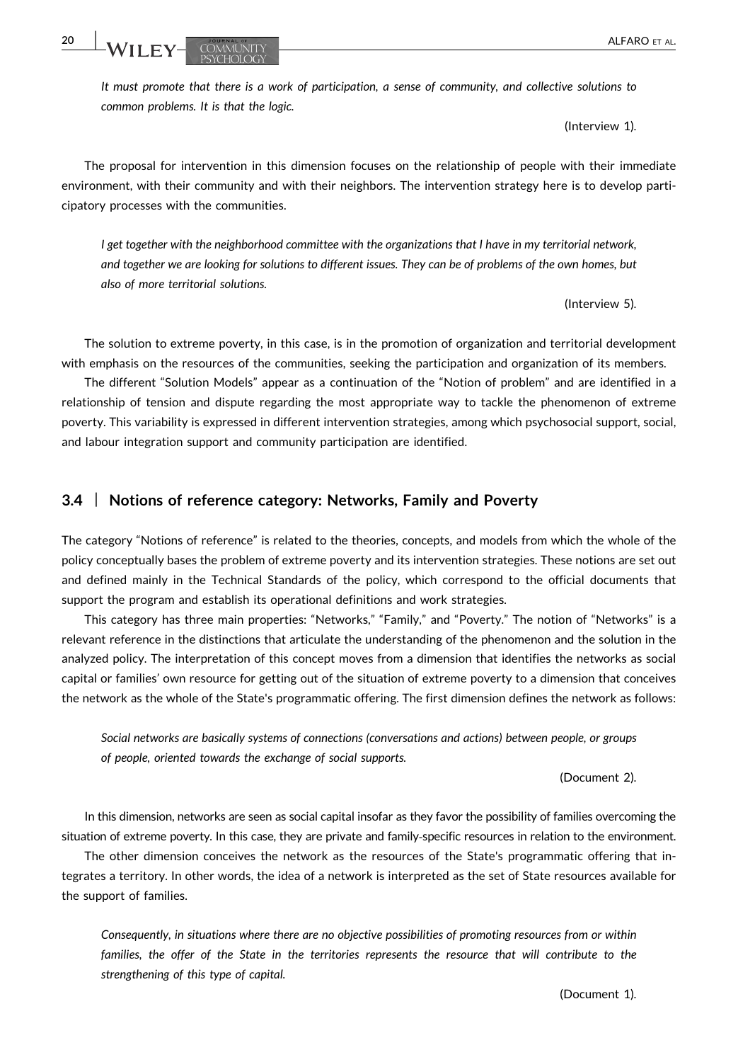*It must promote that there is a work of participation, a sense of community, and collective solutions to common problems. It is that the logic.*

(Interview 1).

The proposal for intervention in this dimension focuses on the relationship of people with their immediate environment, with their community and with their neighbors. The intervention strategy here is to develop participatory processes with the communities.

*I get together with the neighborhood committee with the organizations that I have in my territorial network, and together we are looking for solutions to different issues. They can be of problems of the own homes, but also of more territorial solutions.*

(Interview 5).

The solution to extreme poverty, in this case, is in the promotion of organization and territorial development with emphasis on the resources of the communities, seeking the participation and organization of its members.

The different "Solution Models" appear as a continuation of the "Notion of problem" and are identified in a relationship of tension and dispute regarding the most appropriate way to tackle the phenomenon of extreme poverty. This variability is expressed in different intervention strategies, among which psychosocial support, social, and labour integration support and community participation are identified.

## 3.4 | Notions of reference category: Networks, Family and Poverty

The category "Notions of reference" is related to the theories, concepts, and models from which the whole of the policy conceptually bases the problem of extreme poverty and its intervention strategies. These notions are set out and defined mainly in the Technical Standards of the policy, which correspond to the official documents that support the program and establish its operational definitions and work strategies.

This category has three main properties: "Networks," "Family," and "Poverty." The notion of "Networks" is a relevant reference in the distinctions that articulate the understanding of the phenomenon and the solution in the analyzed policy. The interpretation of this concept moves from a dimension that identifies the networks as social capital or families' own resource for getting out of the situation of extreme poverty to a dimension that conceives the network as the whole of the State's programmatic offering. The first dimension defines the network as follows:

*Social networks are basically systems of connections (conversations and actions) between people, or groups of people, oriented towards the exchange of social supports.*

(Document 2).

In this dimension, networks are seen as social capital insofar as they favor the possibility of families overcoming the situation of extreme poverty. In this case, they are private and family-specific resources in relation to the environment.

The other dimension conceives the network as the resources of the State's programmatic offering that integrates a territory. In other words, the idea of a network is interpreted as the set of State resources available for the support of families.

*Consequently, in situations where there are no objective possibilities of promoting resources from or within families, the offer of the State in the territories represents the resource that will contribute to the strengthening of this type of capital.*

(Document 1).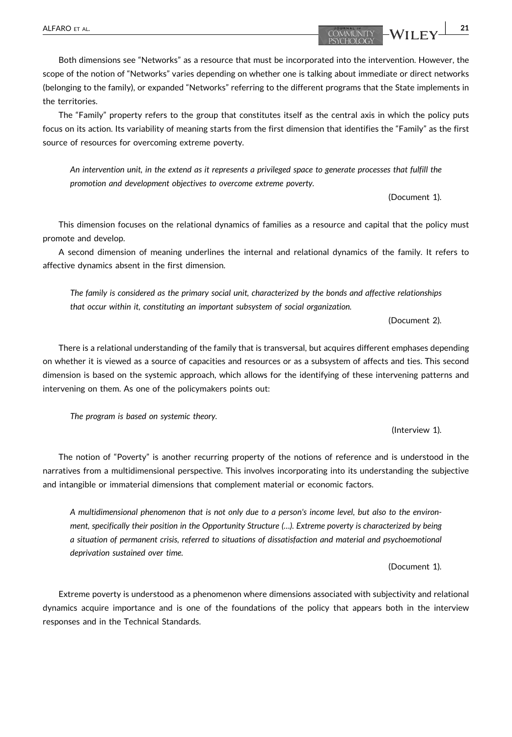Both dimensions see "Networks" as a resource that must be incorporated into the intervention. However, the scope of the notion of "Networks" varies depending on whether one is talking about immediate or direct networks (belonging to the family), or expanded "Networks" referring to the different programs that the State implements in the territories.

The "Family" property refers to the group that constitutes itself as the central axis in which the policy puts focus on its action. Its variability of meaning starts from the first dimension that identifies the "Family" as the first source of resources for overcoming extreme poverty.

> *An intervention unit, in the extend as it represents a privileged space to generate processes that fulfill the promotion and development objectives to overcome extreme poverty.*
>
> (Document 1).

This dimension focuses on the relational dynamics of families as a resource and capital that the policy must promote and develop.

A second dimension of meaning underlines the internal and relational dynamics of the family. It refers to affective dynamics absent in the first dimension.

> *The family is considered as the primary social unit, characterized by the bonds and affective relationships that occur within it, constituting an important subsystem of social organization.*
>
> (Document 2).

There is a relational understanding of the family that is transversal, but acquires different emphases depending on whether it is viewed as a source of capacities and resources or as a subsystem of affects and ties. This second dimension is based on the systemic approach, which allows for the identifying of these intervening patterns and intervening on them. As one of the policymakers points out:

> *The program is based on systemic theory.*
>
> (Interview 1).

The notion of "Poverty" is another recurring property of the notions of reference and is understood in the narratives from a multidimensional perspective. This involves incorporating into its understanding the subjective and intangible or immaterial dimensions that complement material or economic factors.

> *A multidimensional phenomenon that is not only due to a person's income level, but also to the environment, specifically their position in the Opportunity Structure (…). Extreme poverty is characterized by being a situation of permanent crisis, referred to situations of dissatisfaction and material and psychoemotional deprivation sustained over time.*
>
> (Document 1).

Extreme poverty is understood as a phenomenon where dimensions associated with subjectivity and relational dynamics acquire importance and is one of the foundations of the policy that appears both in the interview responses and in the Technical Standards.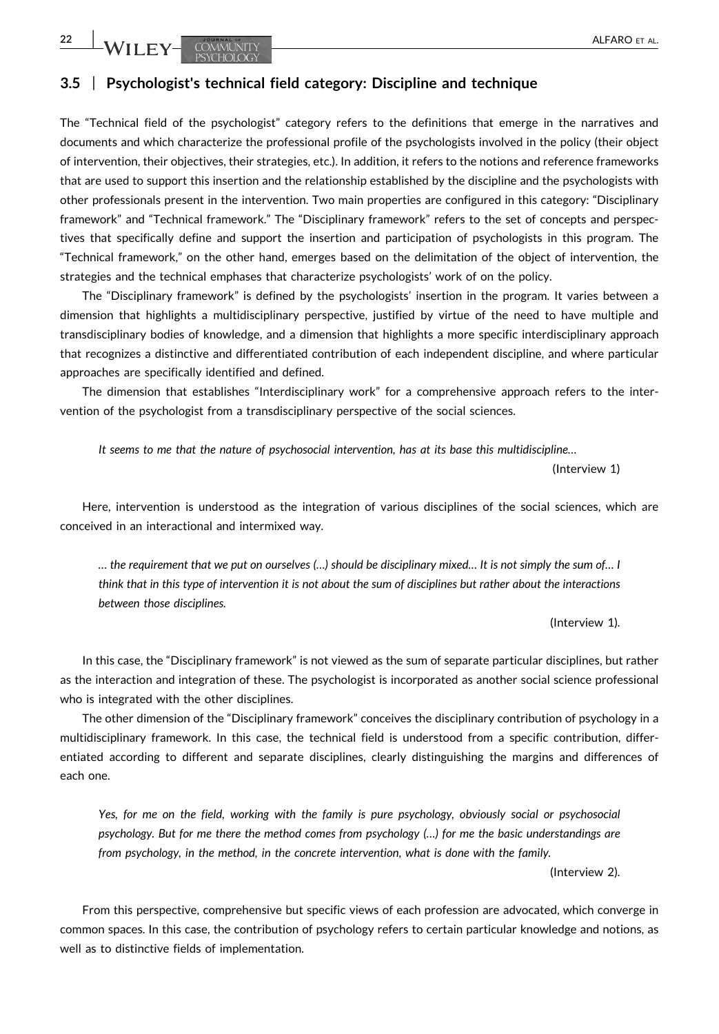## 3.5 | Psychologist's technical field category: Discipline and technique

The "Technical field of the psychologist" category refers to the definitions that emerge in the narratives and documents and which characterize the professional profile of the psychologists involved in the policy (their object of intervention, their objectives, their strategies, etc.). In addition, it refers to the notions and reference frameworks that are used to support this insertion and the relationship established by the discipline and the psychologists with other professionals present in the intervention. Two main properties are configured in this category: "Disciplinary framework" and "Technical framework." The "Disciplinary framework" refers to the set of concepts and perspectives that specifically define and support the insertion and participation of psychologists in this program. The "Technical framework," on the other hand, emerges based on the delimitation of the object of intervention, the strategies and the technical emphases that characterize psychologists' work of on the policy.

The "Disciplinary framework" is defined by the psychologists' insertion in the program. It varies between a dimension that highlights a multidisciplinary perspective, justified by virtue of the need to have multiple and transdisciplinary bodies of knowledge, and a dimension that highlights a more specific interdisciplinary approach that recognizes a distinctive and differentiated contribution of each independent discipline, and where particular approaches are specifically identified and defined.

The dimension that establishes "Interdisciplinary work" for a comprehensive approach refers to the intervention of the psychologist from a transdisciplinary perspective of the social sciences.

> *It seems to me that the nature of psychosocial intervention, has at its base this multidiscipline…*
>
> (Interview 1)

Here, intervention is understood as the integration of various disciplines of the social sciences, which are conceived in an interactional and intermixed way.

> *… the requirement that we put on ourselves (…) should be disciplinary mixed… It is not simply the sum of… I think that in this type of intervention it is not about the sum of disciplines but rather about the interactions between those disciplines.*
>
> (Interview 1).

In this case, the "Disciplinary framework" is not viewed as the sum of separate particular disciplines, but rather as the interaction and integration of these. The psychologist is incorporated as another social science professional who is integrated with the other disciplines.

The other dimension of the "Disciplinary framework" conceives the disciplinary contribution of psychology in a multidisciplinary framework. In this case, the technical field is understood from a specific contribution, differentiated according to different and separate disciplines, clearly distinguishing the margins and differences of each one.

> *Yes, for me on the field, working with the family is pure psychology, obviously social or psychosocial psychology. But for me there the method comes from psychology (…) for me the basic understandings are from psychology, in the method, in the concrete intervention, what is done with the family.*
>
> (Interview 2).

From this perspective, comprehensive but specific views of each profession are advocated, which converge in common spaces. In this case, the contribution of psychology refers to certain particular knowledge and notions, as well as to distinctive fields of implementation.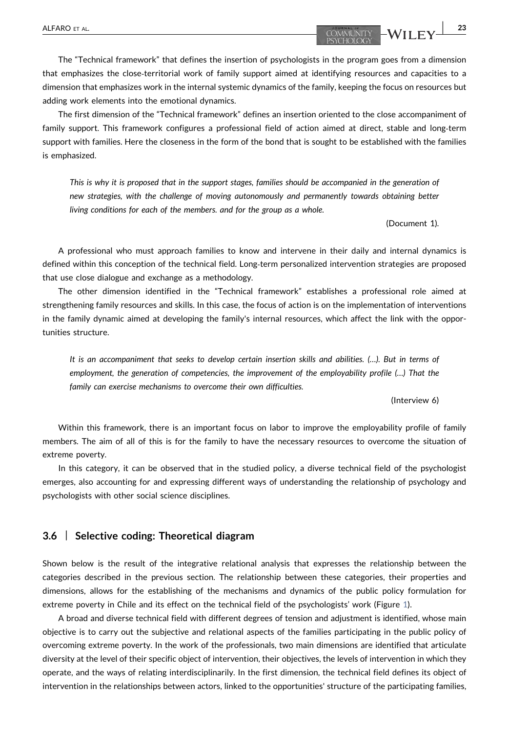The "Technical framework" that defines the insertion of psychologists in the program goes from a dimension that emphasizes the close-territorial work of family support aimed at identifying resources and capacities to a dimension that emphasizes work in the internal systemic dynamics of the family, keeping the focus on resources but adding work elements into the emotional dynamics.

The first dimension of the "Technical framework" defines an insertion oriented to the close accompaniment of family support. This framework configures a professional field of action aimed at direct, stable and long-term support with families. Here the closeness in the form of the bond that is sought to be established with the families is emphasized.

> *This is why it is proposed that in the support stages, families should be accompanied in the generation of new strategies, with the challenge of moving autonomously and permanently towards obtaining better living conditions for each of the members. and for the group as a whole.*
>
> (Document 1).

A professional who must approach families to know and intervene in their daily and internal dynamics is defined within this conception of the technical field. Long-term personalized intervention strategies are proposed that use close dialogue and exchange as a methodology.

The other dimension identified in the "Technical framework" establishes a professional role aimed at strengthening family resources and skills. In this case, the focus of action is on the implementation of interventions in the family dynamic aimed at developing the family's internal resources, which affect the link with the opportunities structure.

> *It is an accompaniment that seeks to develop certain insertion skills and abilities. (…). But in terms of employment, the generation of competencies, the improvement of the employability profile (…) That the family can exercise mechanisms to overcome their own difficulties.*
>
> (Interview 6)

Within this framework, there is an important focus on labor to improve the employability profile of family members. The aim of all of this is for the family to have the necessary resources to overcome the situation of extreme poverty.

In this category, it can be observed that in the studied policy, a diverse technical field of the psychologist emerges, also accounting for and expressing different ways of understanding the relationship of psychology and psychologists with other social science disciplines.

### 3.6 | Selective coding: Theoretical diagram

Shown below is the result of the integrative relational analysis that expresses the relationship between the categories described in the previous section. The relationship between these categories, their properties and dimensions, allows for the establishing of the mechanisms and dynamics of the public policy formulation for extreme poverty in Chile and its effect on the technical field of the psychologists' work (Figure 1).

A broad and diverse technical field with different degrees of tension and adjustment is identified, whose main objective is to carry out the subjective and relational aspects of the families participating in the public policy of overcoming extreme poverty. In the work of the professionals, two main dimensions are identified that articulate diversity at the level of their specific object of intervention, their objectives, the levels of intervention in which they operate, and the ways of relating interdisciplinarily. In the first dimension, the technical field defines its object of intervention in the relationships between actors, linked to the opportunities' structure of the participating families,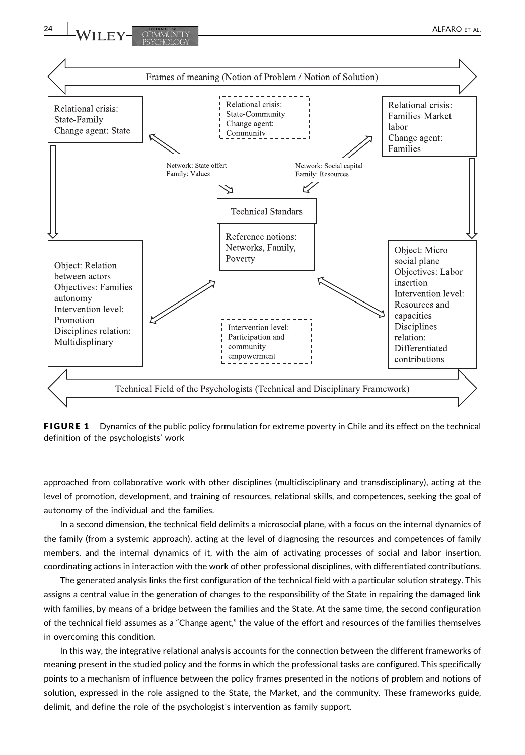Frames of meaning (Notion of Problem / Notion of Solution)

Relational crisis: State-Family
Change agent: State

Relational crisis: State-Community
Change agent: Community

Relational crisis: Families-Market labor
Change agent: Families

Network: State offert
Family: Values

Network: Social capital
Family: Resources

Technical Standars

Reference notions: Networks, Family, Poverty

Object: Relation between actors
Objectives: Families autonomy
Intervention level: Promotion
Disciplines relation: Multidisplinary

Intervention level: Participation and community empowerment

Object: Micro-social plane
Objectives: Labor insertion
Intervention level: Resources and capacities
Disciplines relation: Differentiated contributions

Technical Field of the Psychologists (Technical and Disciplinary Framework)

**FIGURE 1** Dynamics of the public policy formulation for extreme poverty in Chile and its effect on the technical definition of the psychologists' work

approached from collaborative work with other disciplines (multidisciplinary and transdisciplinary), acting at the level of promotion, development, and training of resources, relational skills, and competences, seeking the goal of autonomy of the individual and the families.

In a second dimension, the technical field delimits a microsocial plane, with a focus on the internal dynamics of the family (from a systemic approach), acting at the level of diagnosing the resources and competences of family members, and the internal dynamics of it, with the aim of activating processes of social and labor insertion, coordinating actions in interaction with the work of other professional disciplines, with differentiated contributions.

The generated analysis links the first configuration of the technical field with a particular solution strategy. This assigns a central value in the generation of changes to the responsibility of the State in repairing the damaged link with families, by means of a bridge between the families and the State. At the same time, the second configuration of the technical field assumes as a "Change agent," the value of the effort and resources of the families themselves in overcoming this condition.

In this way, the integrative relational analysis accounts for the connection between the different frameworks of meaning present in the studied policy and the forms in which the professional tasks are configured. This specifically points to a mechanism of influence between the policy frames presented in the notions of problem and notions of solution, expressed in the role assigned to the State, the Market, and the community. These frameworks guide, delimit, and define the role of the psychologist's intervention as family support.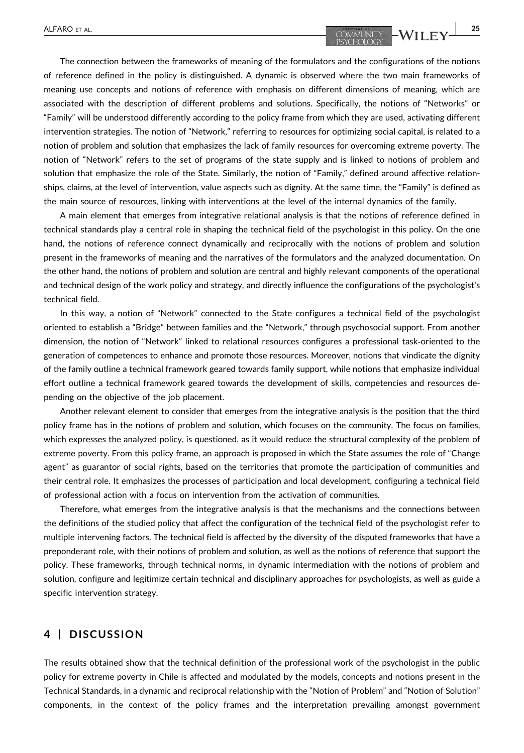The connection between the frameworks of meaning of the formulators and the configurations of the notions of reference defined in the policy is distinguished. A dynamic is observed where the two main frameworks of meaning use concepts and notions of reference with emphasis on different dimensions of meaning, which are associated with the description of different problems and solutions. Specifically, the notions of "Networks" or "Family" will be understood differently according to the policy frame from which they are used, activating different intervention strategies. The notion of "Network," referring to resources for optimizing social capital, is related to a notion of problem and solution that emphasizes the lack of family resources for overcoming extreme poverty. The notion of "Network" refers to the set of programs of the state supply and is linked to notions of problem and solution that emphasize the role of the State. Similarly, the notion of "Family," defined around affective relationships, claims, at the level of intervention, value aspects such as dignity. At the same time, the "Family" is defined as the main source of resources, linking with interventions at the level of the internal dynamics of the family.

A main element that emerges from integrative relational analysis is that the notions of reference defined in technical standards play a central role in shaping the technical field of the psychologist in this policy. On the one hand, the notions of reference connect dynamically and reciprocally with the notions of problem and solution present in the frameworks of meaning and the narratives of the formulators and the analyzed documentation. On the other hand, the notions of problem and solution are central and highly relevant components of the operational and technical design of the work policy and strategy, and directly influence the configurations of the psychologist's technical field.

In this way, a notion of "Network" connected to the State configures a technical field of the psychologist oriented to establish a "Bridge" between families and the "Network," through psychosocial support. From another dimension, the notion of "Network" linked to relational resources configures a professional task-oriented to the generation of competences to enhance and promote those resources. Moreover, notions that vindicate the dignity of the family outline a technical framework geared towards family support, while notions that emphasize individual effort outline a technical framework geared towards the development of skills, competencies and resources depending on the objective of the job placement.

Another relevant element to consider that emerges from the integrative analysis is the position that the third policy frame has in the notions of problem and solution, which focuses on the community. The focus on families, which expresses the analyzed policy, is questioned, as it would reduce the structural complexity of the problem of extreme poverty. From this policy frame, an approach is proposed in which the State assumes the role of "Change agent" as guarantor of social rights, based on the territories that promote the participation of communities and their central role. It emphasizes the processes of participation and local development, configuring a technical field of professional action with a focus on intervention from the activation of communities.

Therefore, what emerges from the integrative analysis is that the mechanisms and the connections between the definitions of the studied policy that affect the configuration of the technical field of the psychologist refer to multiple intervening factors. The technical field is affected by the diversity of the disputed frameworks that have a preponderant role, with their notions of problem and solution, as well as the notions of reference that support the policy. These frameworks, through technical norms, in dynamic intermediation with the notions of problem and solution, configure and legitimize certain technical and disciplinary approaches for psychologists, as well as guide a specific intervention strategy.

## 4 | DISCUSSION

The results obtained show that the technical definition of the professional work of the psychologist in the public policy for extreme poverty in Chile is affected and modulated by the models, concepts and notions present in the Technical Standards, in a dynamic and reciprocal relationship with the "Notion of Problem" and "Notion of Solution" components, in the context of the policy frames and the interpretation prevailing amongst government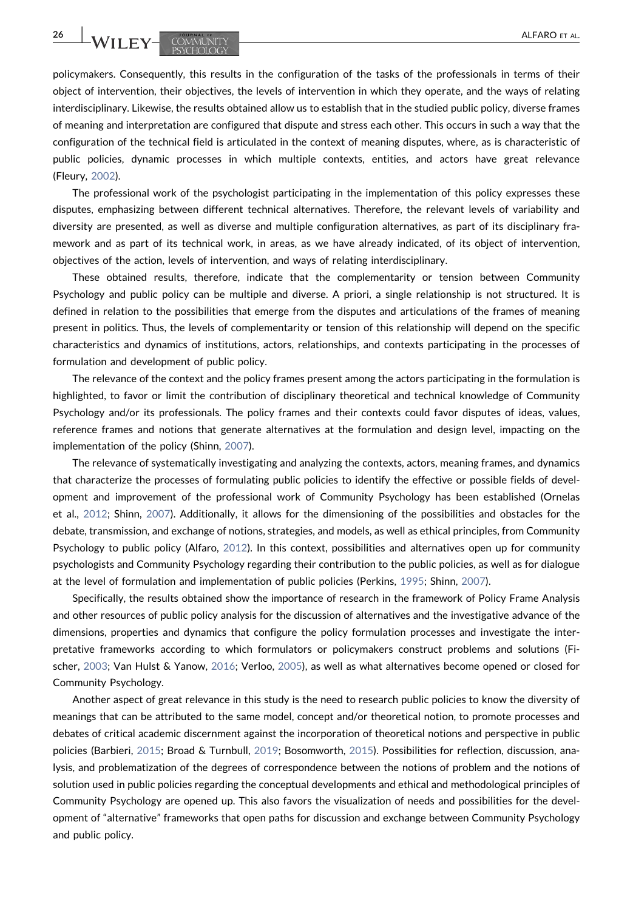policymakers. Consequently, this results in the configuration of the tasks of the professionals in terms of their object of intervention, their objectives, the levels of intervention in which they operate, and the ways of relating interdisciplinary. Likewise, the results obtained allow us to establish that in the studied public policy, diverse frames of meaning and interpretation are configured that dispute and stress each other. This occurs in such a way that the configuration of the technical field is articulated in the context of meaning disputes, where, as is characteristic of public policies, dynamic processes in which multiple contexts, entities, and actors have great relevance (Fleury, 2002).

The professional work of the psychologist participating in the implementation of this policy expresses these disputes, emphasizing between different technical alternatives. Therefore, the relevant levels of variability and diversity are presented, as well as diverse and multiple configuration alternatives, as part of its disciplinary framework and as part of its technical work, in areas, as we have already indicated, of its object of intervention, objectives of the action, levels of intervention, and ways of relating interdisciplinary.

These obtained results, therefore, indicate that the complementarity or tension between Community Psychology and public policy can be multiple and diverse. A priori, a single relationship is not structured. It is defined in relation to the possibilities that emerge from the disputes and articulations of the frames of meaning present in politics. Thus, the levels of complementarity or tension of this relationship will depend on the specific characteristics and dynamics of institutions, actors, relationships, and contexts participating in the processes of formulation and development of public policy.

The relevance of the context and the policy frames present among the actors participating in the formulation is highlighted, to favor or limit the contribution of disciplinary theoretical and technical knowledge of Community Psychology and/or its professionals. The policy frames and their contexts could favor disputes of ideas, values, reference frames and notions that generate alternatives at the formulation and design level, impacting on the implementation of the policy (Shinn, 2007).

The relevance of systematically investigating and analyzing the contexts, actors, meaning frames, and dynamics that characterize the processes of formulating public policies to identify the effective or possible fields of development and improvement of the professional work of Community Psychology has been established (Ornelas et al., 2012; Shinn, 2007). Additionally, it allows for the dimensioning of the possibilities and obstacles for the debate, transmission, and exchange of notions, strategies, and models, as well as ethical principles, from Community Psychology to public policy (Alfaro, 2012). In this context, possibilities and alternatives open up for community psychologists and Community Psychology regarding their contribution to the public policies, as well as for dialogue at the level of formulation and implementation of public policies (Perkins, 1995; Shinn, 2007).

Specifically, the results obtained show the importance of research in the framework of Policy Frame Analysis and other resources of public policy analysis for the discussion of alternatives and the investigative advance of the dimensions, properties and dynamics that configure the policy formulation processes and investigate the interpretative frameworks according to which formulators or policymakers construct problems and solutions (Fischer, 2003; Van Hulst & Yanow, 2016; Verloo, 2005), as well as what alternatives become opened or closed for Community Psychology.

Another aspect of great relevance in this study is the need to research public policies to know the diversity of meanings that can be attributed to the same model, concept and/or theoretical notion, to promote processes and debates of critical academic discernment against the incorporation of theoretical notions and perspective in public policies (Barbieri, 2015; Broad & Turnbull, 2019; Bosomworth, 2015). Possibilities for reflection, discussion, analysis, and problematization of the degrees of correspondence between the notions of problem and the notions of solution used in public policies regarding the conceptual developments and ethical and methodological principles of Community Psychology are opened up. This also favors the visualization of needs and possibilities for the development of "alternative" frameworks that open paths for discussion and exchange between Community Psychology and public policy.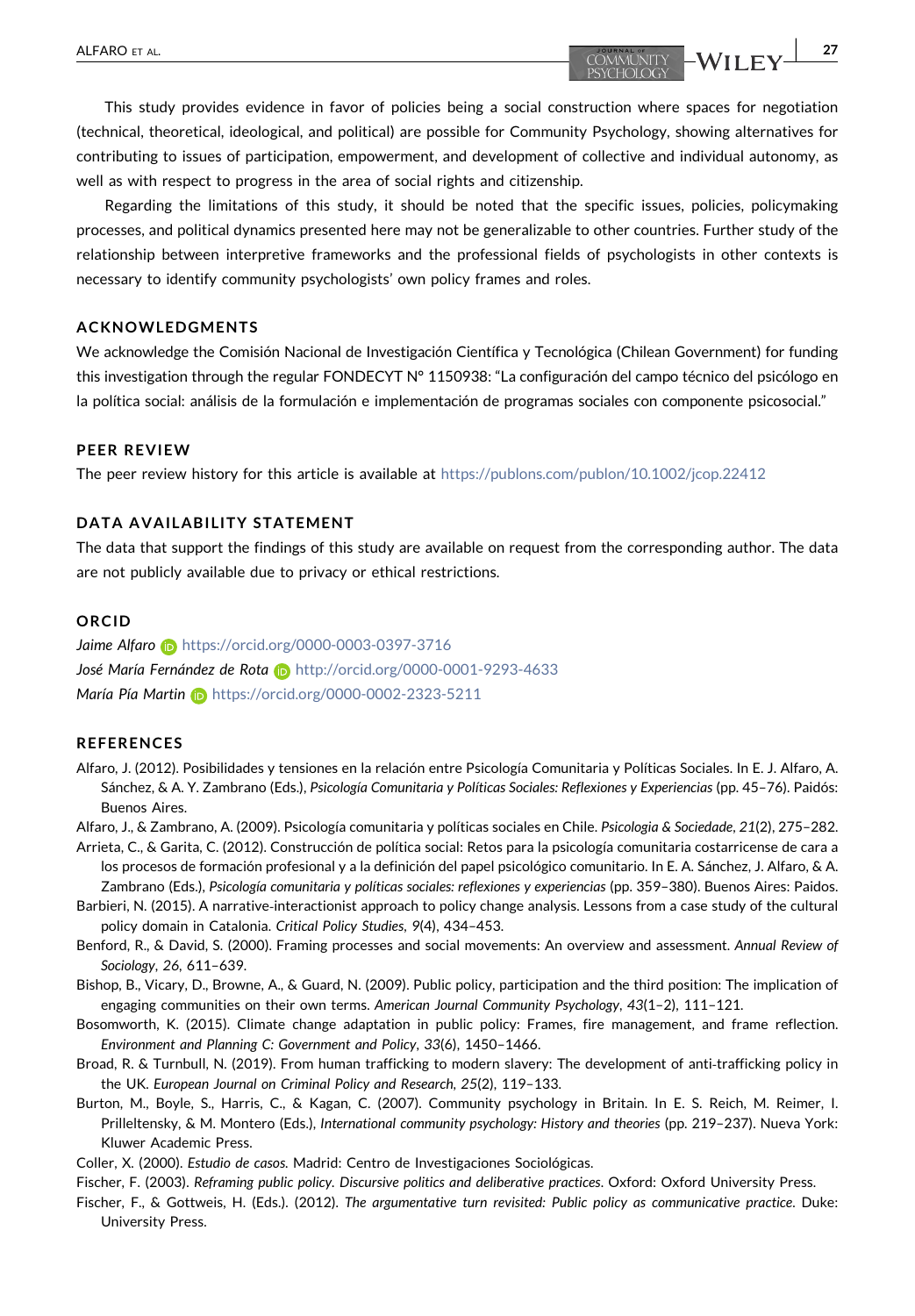This study provides evidence in favor of policies being a social construction where spaces for negotiation (technical, theoretical, ideological, and political) are possible for Community Psychology, showing alternatives for contributing to issues of participation, empowerment, and development of collective and individual autonomy, as well as with respect to progress in the area of social rights and citizenship.

Regarding the limitations of this study, it should be noted that the specific issues, policies, policymaking processes, and political dynamics presented here may not be generalizable to other countries. Further study of the relationship between interpretive frameworks and the professional fields of psychologists in other contexts is necessary to identify community psychologists' own policy frames and roles.

## ACKNOWLEDGMENTS

We acknowledge the Comisión Nacional de Investigación Científica y Tecnológica (Chilean Government) for funding this investigation through the regular FONDECYT N° 1150938: "La configuración del campo técnico del psicólogo en la política social: análisis de la formulación e implementación de programas sociales con componente psicosocial."

## PEER REVIEW

The peer review history for this article is available at https://publons.com/publon/10.1002/jcop.22412

## DATA AVAILABILITY STATEMENT

The data that support the findings of this study are available on request from the corresponding author. The data are not publicly available due to privacy or ethical restrictions.

## ORCID

*Jaime Alfaro* https://orcid.org/0000-0003-0397-3716
*José María Fernández de Rota* http://orcid.org/0000-0001-9293-4633
*María Pía Martin* https://orcid.org/0000-0002-2323-5211

## REFERENCES

Alfaro, J. (2012). Posibilidades y tensiones en la relación entre Psicología Comunitaria y Políticas Sociales. In E. J. Alfaro, A. Sánchez, & A. Y. Zambrano (Eds.), *Psicología Comunitaria y Políticas Sociales: Reflexiones y Experiencias* (pp. 45–76). Paidós: Buenos Aires.

Alfaro, J., & Zambrano, A. (2009). Psicología comunitaria y políticas sociales en Chile. *Psicologia & Sociedade*, *21*(2), 275–282.

Arrieta, C., & Garita, C. (2012). Construcción de política social: Retos para la psicología comunitaria costarricense de cara a los procesos de formación profesional y a la definición del papel psicológico comunitario. In E. A. Sánchez, J. Alfaro, & A. Zambrano (Eds.), *Psicología comunitaria y políticas sociales: reflexiones y experiencias* (pp. 359–380). Buenos Aires: Paidos.

Barbieri, N. (2015). A narrative-interactionist approach to policy change analysis. Lessons from a case study of the cultural policy domain in Catalonia. *Critical Policy Studies*, *9*(4), 434–453.

Benford, R., & David, S. (2000). Framing processes and social movements: An overview and assessment. *Annual Review of Sociology*, *26*, 611–639.

Bishop, B., Vicary, D., Browne, A., & Guard, N. (2009). Public policy, participation and the third position: The implication of engaging communities on their own terms. *American Journal Community Psychology*, *43*(1–2), 111–121.

Bosomworth, K. (2015). Climate change adaptation in public policy: Frames, fire management, and frame reflection. *Environment and Planning C: Government and Policy*, *33*(6), 1450–1466.

Broad, R. & Turnbull, N. (2019). From human trafficking to modern slavery: The development of anti-trafficking policy in the UK. *European Journal on Criminal Policy and Research*, *25*(2), 119–133.

Burton, M., Boyle, S., Harris, C., & Kagan, C. (2007). Community psychology in Britain. In E. S. Reich, M. Reimer, I. Prilleltensky, & M. Montero (Eds.), *International community psychology: History and theories* (pp. 219–237). Nueva York: Kluwer Academic Press.

Coller, X. (2000). *Estudio de casos*. Madrid: Centro de Investigaciones Sociológicas.

Fischer, F. (2003). *Reframing public policy. Discursive politics and deliberative practices*. Oxford: Oxford University Press.

Fischer, F., & Gottweis, H. (Eds.). (2012). *The argumentative turn revisited: Public policy as communicative practice*. Duke: University Press.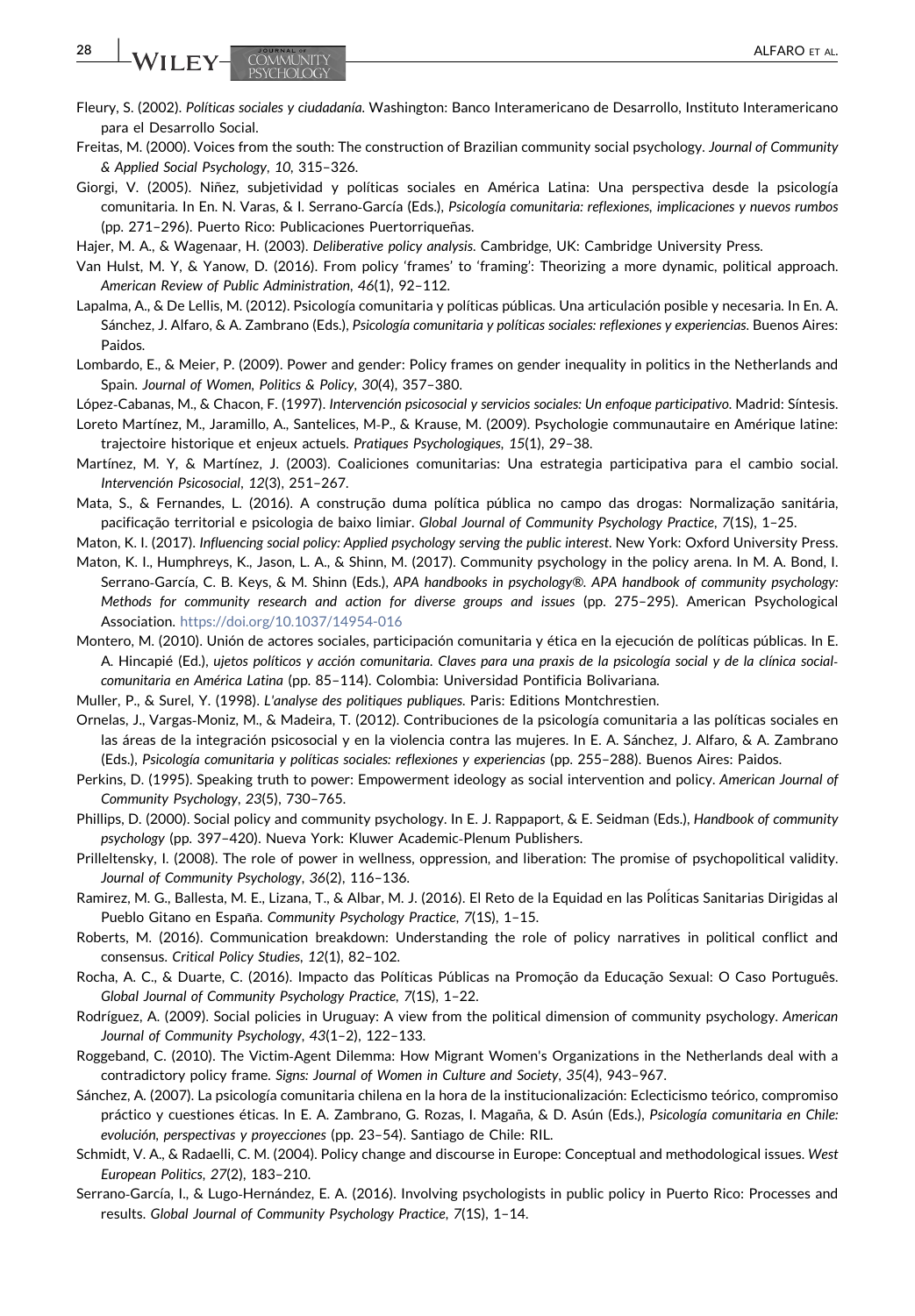Fleury, S. (2002). *Políticas sociales y ciudadanía*. Washington: Banco Interamericano de Desarrollo, Instituto Interamericano para el Desarrollo Social.

Freitas, M. (2000). Voices from the south: The construction of Brazilian community social psychology. *Journal of Community & Applied Social Psychology*, *10*, 315–326.

Giorgi, V. (2005). Niñez, subjetividad y políticas sociales en América Latina: Una perspectiva desde la psicología comunitaria. In En. N. Varas, & I. Serrano-García (Eds.), *Psicología comunitaria: reflexiones, implicaciones y nuevos rumbos* (pp. 271–296). Puerto Rico: Publicaciones Puertorriqueñas.

Hajer, M. A., & Wagenaar, H. (2003). *Deliberative policy analysis*. Cambridge, UK: Cambridge University Press.

Van Hulst, M. Y, & Yanow, D. (2016). From policy 'frames' to 'framing': Theorizing a more dynamic, political approach. *American Review of Public Administration*, *46*(1), 92–112.

Lapalma, A., & De Lellis, M. (2012). Psicología comunitaria y políticas públicas. Una articulación posible y necesaria. In En. A. Sánchez, J. Alfaro, & A. Zambrano (Eds.), *Psicología comunitaria y políticas sociales: reflexiones y experiencias*. Buenos Aires: Paidos.

Lombardo, E., & Meier, P. (2009). Power and gender: Policy frames on gender inequality in politics in the Netherlands and Spain. *Journal of Women, Politics & Policy*, *30*(4), 357–380.

López-Cabanas, M., & Chacon, F. (1997). *Intervención psicosocial y servicios sociales: Un enfoque participativo*. Madrid: Síntesis.

Loreto Martínez, M., Jaramillo, A., Santelices, M-P., & Krause, M. (2009). Psychologie communautaire en Amérique latine: trajectoire historique et enjeux actuels. *Pratiques Psychologiques*, *15*(1), 29–38.

Martínez, M. Y, & Martínez, J. (2003). Coaliciones comunitarias: Una estrategia participativa para el cambio social. *Intervención Psicosocial*, *12*(3), 251–267.

Mata, S., & Fernandes, L. (2016). A construção duma política pública no campo das drogas: Normalização sanitária, pacificação territorial e psicologia de baixo limiar. *Global Journal of Community Psychology Practice*, *7*(1S), 1–25.

Maton, K. I. (2017). *Influencing social policy: Applied psychology serving the public interest*. New York: Oxford University Press.

Maton, K. I., Humphreys, K., Jason, L. A., & Shinn, M. (2017). Community psychology in the policy arena. In M. A. Bond, I. Serrano-García, C. B. Keys, & M. Shinn (Eds.), *APA handbooks in psychology®. APA handbook of community psychology: Methods for community research and action for diverse groups and issues* (pp. 275–295). American Psychological Association. https://doi.org/10.1037/14954-016

Montero, M. (2010). Unión de actores sociales, participación comunitaria y ética en la ejecución de políticas públicas. In E. A. Hincapié (Ed.), *ujetos políticos y acción comunitaria. Claves para una praxis de la psicología social y de la clínica social-comunitaria en América Latina* (pp. 85–114). Colombia: Universidad Pontificia Bolivariana.

Muller, P., & Surel, Y. (1998). *L'analyse des politiques publiques*. Paris: Editions Montchrestien.

Ornelas, J., Vargas-Moniz, M., & Madeira, T. (2012). Contribuciones de la psicología comunitaria a las políticas sociales en las áreas de la integración psicosocial y en la violencia contra las mujeres. In E. A. Sánchez, J. Alfaro, & A. Zambrano (Eds.), *Psicología comunitaria y políticas sociales: reflexiones y experiencias* (pp. 255–288). Buenos Aires: Paidos.

Perkins, D. (1995). Speaking truth to power: Empowerment ideology as social intervention and policy. *American Journal of Community Psychology*, *23*(5), 730–765.

Phillips, D. (2000). Social policy and community psychology. In E. J. Rappaport, & E. Seidman (Eds.), *Handbook of community psychology* (pp. 397–420). Nueva York: Kluwer Academic-Plenum Publishers.

Prilleltensky, I. (2008). The role of power in wellness, oppression, and liberation: The promise of psychopolitical validity. *Journal of Community Psychology*, *36*(2), 116–136.

Ramirez, M. G., Ballesta, M. E., Lizana, T., & Albar, M. J. (2016). El Reto de la Equidad en las Políticas Sanitarias Dirigidas al Pueblo Gitano en España. *Community Psychology Practice*, *7*(1S), 1–15.

Roberts, M. (2016). Communication breakdown: Understanding the role of policy narratives in political conflict and consensus. *Critical Policy Studies*, *12*(1), 82–102.

Rocha, A. C., & Duarte, C. (2016). Impacto das Políticas Públicas na Promoção da Educação Sexual: O Caso Português. *Global Journal of Community Psychology Practice*, *7*(1S), 1–22.

Rodríguez, A. (2009). Social policies in Uruguay: A view from the political dimension of community psychology. *American Journal of Community Psychology*, *43*(1–2), 122–133.

Roggeband, C. (2010). The Victim-Agent Dilemma: How Migrant Women's Organizations in the Netherlands deal with a contradictory policy frame. *Signs: Journal of Women in Culture and Society*, *35*(4), 943–967.

Sánchez, A. (2007). La psicología comunitaria chilena en la hora de la institucionalización: Eclecticismo teórico, compromiso práctico y cuestiones éticas. In E. A. Zambrano, G. Rozas, I. Magaña, & D. Asún (Eds.), *Psicología comunitaria en Chile: evolución, perspectivas y proyecciones* (pp. 23–54). Santiago de Chile: RIL.

Schmidt, V. A., & Radaelli, C. M. (2004). Policy change and discourse in Europe: Conceptual and methodological issues. *West European Politics*, *27*(2), 183–210.

Serrano-García, I., & Lugo-Hernández, E. A. (2016). Involving psychologists in public policy in Puerto Rico: Processes and results. *Global Journal of Community Psychology Practice*, *7*(1S), 1–14.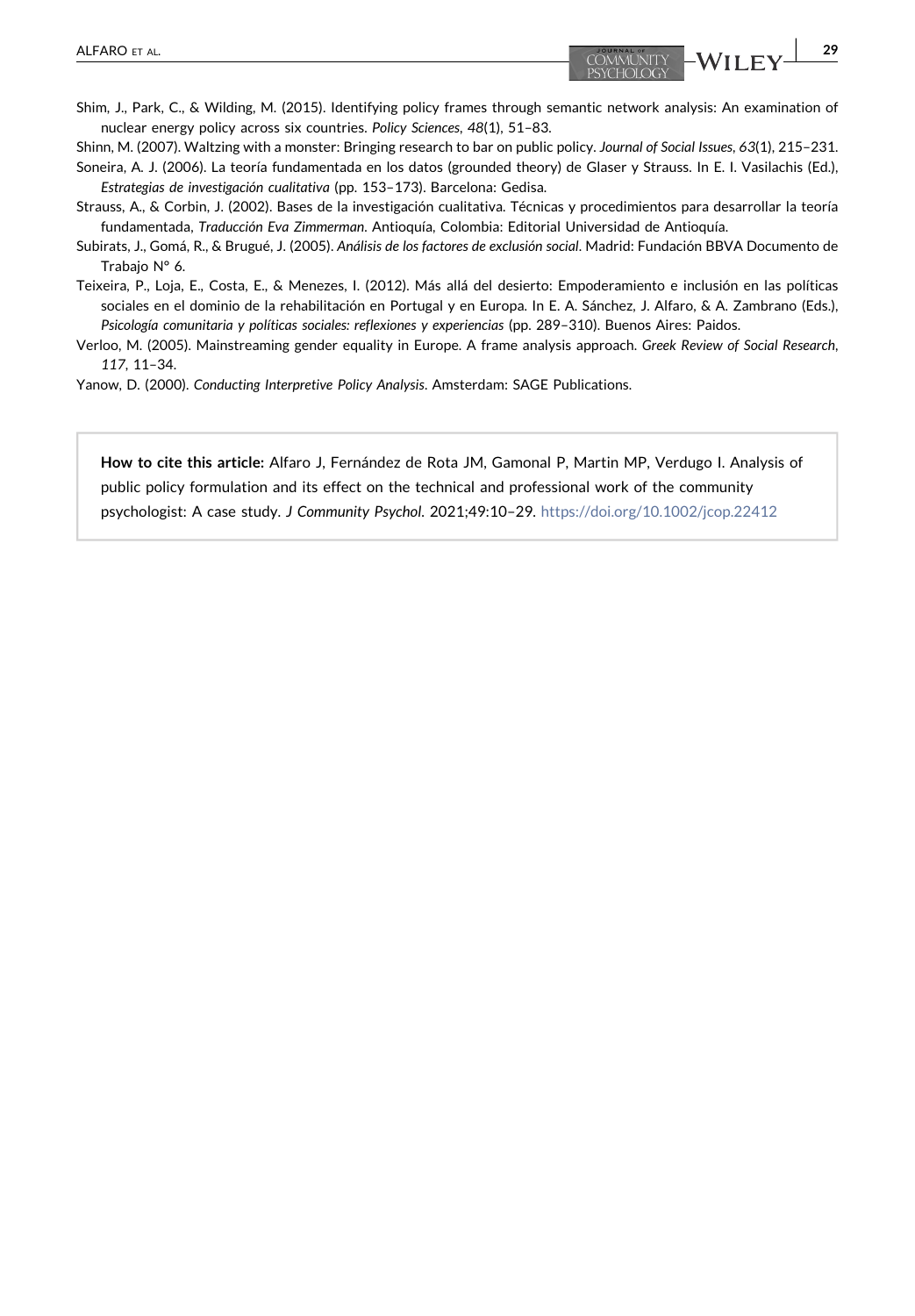Shim, J., Park, C., & Wilding, M. (2015). Identifying policy frames through semantic network analysis: An examination of nuclear energy policy across six countries. *Policy Sciences*, *48*(1), 51–83.

Shinn, M. (2007). Waltzing with a monster: Bringing research to bar on public policy. *Journal of Social Issues*, *63*(1), 215–231.

Soneira, A. J. (2006). La teoría fundamentada en los datos (grounded theory) de Glaser y Strauss. In E. I. Vasilachis (Ed.), *Estrategias de investigación cualitativa* (pp. 153–173). Barcelona: Gedisa.

Strauss, A., & Corbin, J. (2002). Bases de la investigación cualitativa. Técnicas y procedimientos para desarrollar la teoría fundamentada, *Traducción Eva Zimmerman*. Antioquía, Colombia: Editorial Universidad de Antioquía.

Subirats, J., Gomá, R., & Brugué, J. (2005). *Análisis de los factores de exclusión social*. Madrid: Fundación BBVA Documento de Trabajo N° 6.

Teixeira, P., Loja, E., Costa, E., & Menezes, I. (2012). Más allá del desierto: Empoderamiento e inclusión en las políticas sociales en el dominio de la rehabilitación en Portugal y en Europa. In E. A. Sánchez, J. Alfaro, & A. Zambrano (Eds.), *Psicología comunitaria y políticas sociales: reflexiones y experiencias* (pp. 289–310). Buenos Aires: Paidos.

Verloo, M. (2005). Mainstreaming gender equality in Europe. A frame analysis approach. *Greek Review of Social Research*, *117*, 11–34.

Yanow, D. (2000). *Conducting Interpretive Policy Analysis*. Amsterdam: SAGE Publications.

**How to cite this article:** Alfaro J, Fernández de Rota JM, Gamonal P, Martin MP, Verdugo I. Analysis of public policy formulation and its effect on the technical and professional work of the community psychologist: A case study. *J Community Psychol*. 2021;49:10–29. https://doi.org/10.1002/jcop.22412